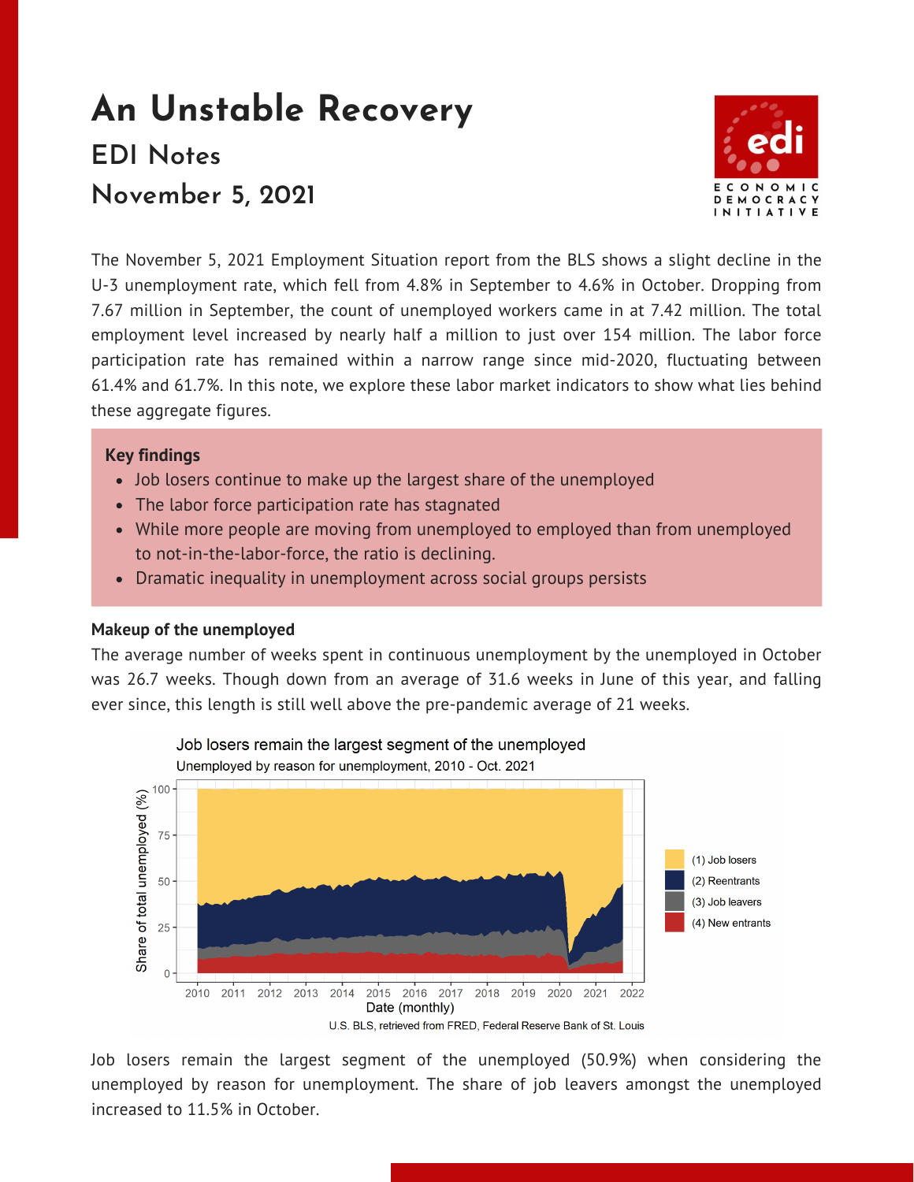# An Unstable Recovery

## EDI Notes

## November 5, 2021

ECONOMIC DEMOCRACY INITIATIVE

The November 5, 2021 Employment Situation report from the BLS shows a slight decline in the U-3 unemployment rate, which fell from 4.8% in September to 4.6% in October. Dropping from 7.67 million in September, the count of unemployed workers came in at 7.42 million. The total employment level increased by nearly half a million to just over 154 million. The labor force participation rate has remained within a narrow range since mid-2020, fluctuating between 61.4% and 61.7%. In this note, we explore these labor market indicators to show what lies behind these aggregate figures.

**Key findings**

- Job losers continue to make up the largest share of the unemployed
- The labor force participation rate has stagnated
- While more people are moving from unemployed to employed than from unemployed to not-in-the-labor-force, the ratio is declining.
- Dramatic inequality in unemployment across social groups persists

**Makeup of the unemployed**

The average number of weeks spent in continuous unemployment by the unemployed in October was 26.7 weeks. Though down from an average of 31.6 weeks in June of this year, and falling ever since, this length is still well above the pre-pandemic average of 21 weeks.

Job losers remain the largest segment of the unemployed

Unemployed by reason for unemployment, 2010 - Oct. 2021

U.S. BLS, retrieved from FRED, Federal Reserve Bank of St. Louis

Job losers remain the largest segment of the unemployed (50.9%) when considering the unemployed by reason for unemployment. The share of job leavers amongst the unemployed increased to 11.5% in October.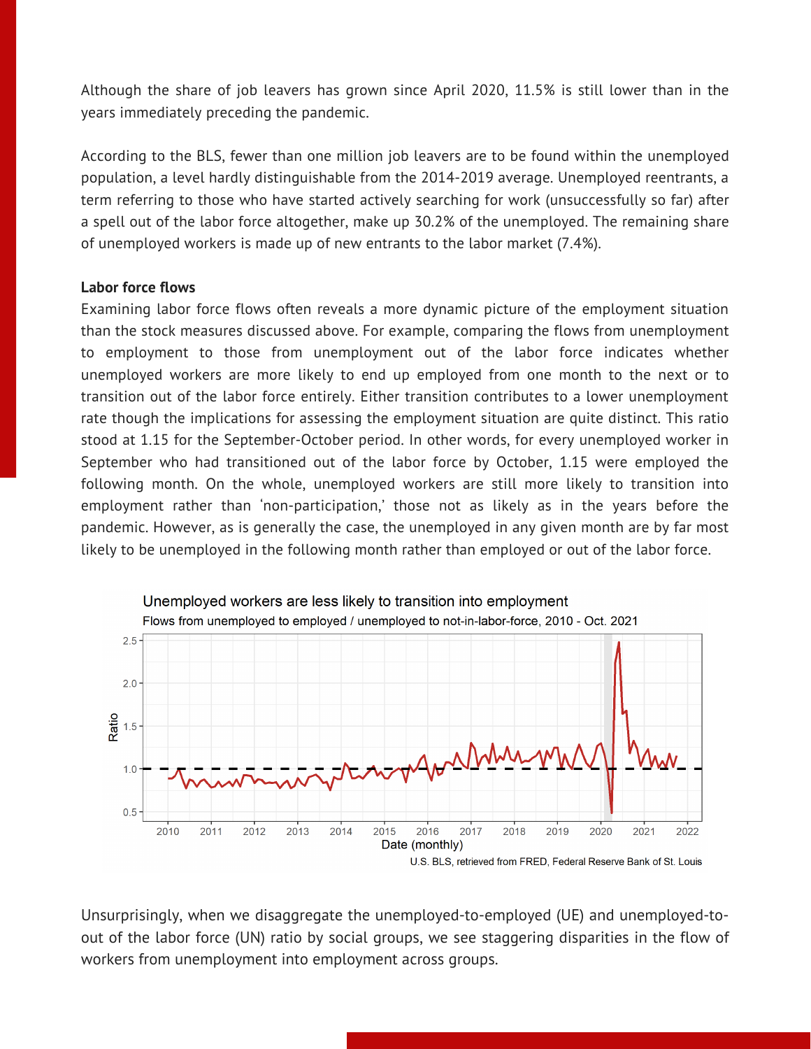Although the share of job leavers has grown since April 2020, 11.5% is still lower than in the years immediately preceding the pandemic.

According to the BLS, fewer than one million job leavers are to be found within the unemployed population, a level hardly distinguishable from the 2014-2019 average. Unemployed reentrants, a term referring to those who have started actively searching for work (unsuccessfully so far) after a spell out of the labor force altogether, make up 30.2% of the unemployed. The remaining share of unemployed workers is made up of new entrants to the labor market (7.4%).

**Labor force flows**

Examining labor force flows often reveals a more dynamic picture of the employment situation than the stock measures discussed above. For example, comparing the flows from unemployment to employment to those from unemployment out of the labor force indicates whether unemployed workers are more likely to end up employed from one month to the next or to transition out of the labor force entirely. Either transition contributes to a lower unemployment rate though the implications for assessing the employment situation are quite distinct. This ratio stood at 1.15 for the September-October period. In other words, for every unemployed worker in September who had transitioned out of the labor force by October, 1.15 were employed the following month. On the whole, unemployed workers are still more likely to transition into employment rather than 'non-participation,' those not as likely as in the years before the pandemic. However, as is generally the case, the unemployed in any given month are by far most likely to be unemployed in the following month rather than employed or out of the labor force.

Unemployed workers are less likely to transition into employment

Flows from unemployed to employed / unemployed to not-in-labor-force, 2010 - Oct. 2021

U.S. BLS, retrieved from FRED, Federal Reserve Bank of St. Louis

Unsurprisingly, when we disaggregate the unemployed-to-employed (UE) and unemployed-to-out of the labor force (UN) ratio by social groups, we see staggering disparities in the flow of workers from unemployment into employment across groups.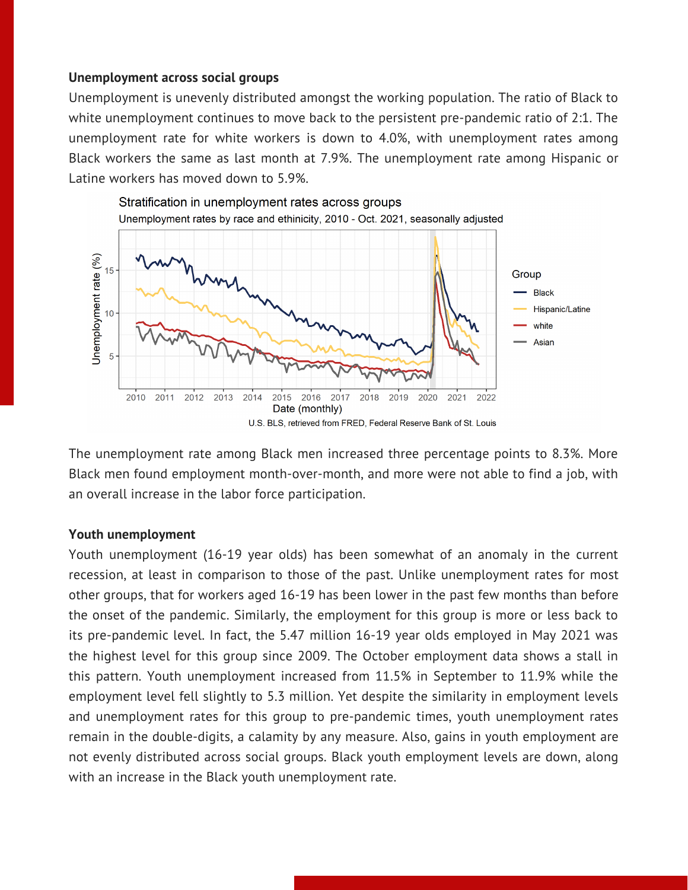**Unemployment across social groups**

Unemployment is unevenly distributed amongst the working population. The ratio of Black to white unemployment continues to move back to the persistent pre-pandemic ratio of 2:1. The unemployment rate for white workers is down to 4.0%, with unemployment rates among Black workers the same as last month at 7.9%. The unemployment rate among Hispanic or Latine workers has moved down to 5.9%.

The unemployment rate among Black men increased three percentage points to 8.3%. More Black men found employment month-over-month, and more were not able to find a job, with an overall increase in the labor force participation.

**Youth unemployment**

Youth unemployment (16-19 year olds) has been somewhat of an anomaly in the current recession, at least in comparison to those of the past. Unlike unemployment rates for most other groups, that for workers aged 16-19 has been lower in the past few months than before the onset of the pandemic. Similarly, the employment for this group is more or less back to its pre-pandemic level. In fact, the 5.47 million 16-19 year olds employed in May 2021 was the highest level for this group since 2009. The October employment data shows a stall in this pattern. Youth unemployment increased from 11.5% in September to 11.9% while the employment level fell slightly to 5.3 million. Yet despite the similarity in employment levels and unemployment rates for this group to pre-pandemic times, youth unemployment rates remain in the double-digits, a calamity by any measure. Also, gains in youth employment are not evenly distributed across social groups. Black youth employment levels are down, along with an increase in the Black youth unemployment rate.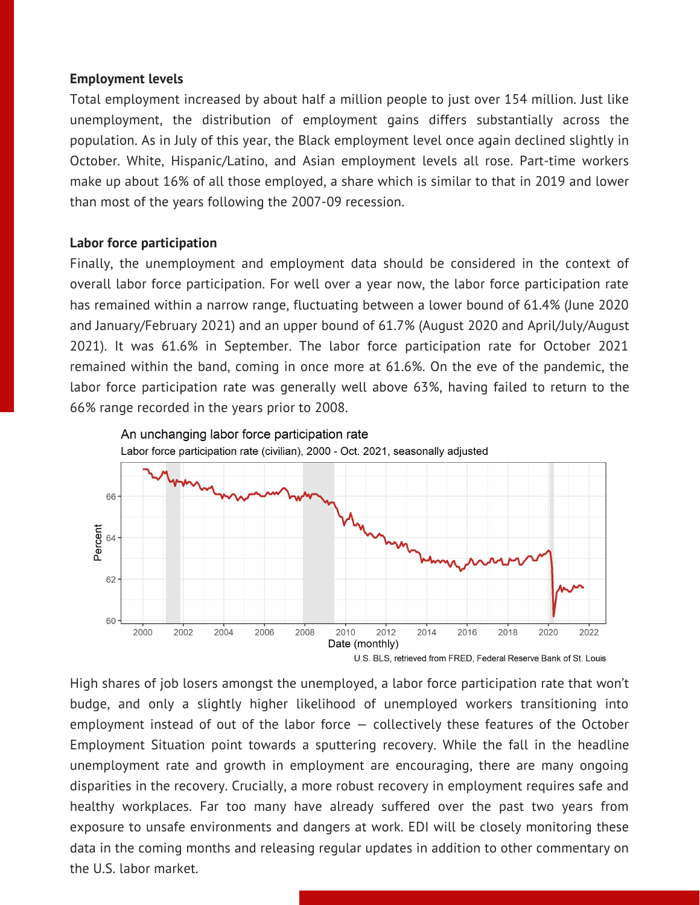**Employment levels**

Total employment increased by about half a million people to just over 154 million. Just like unemployment, the distribution of employment gains differs substantially across the population. As in July of this year, the Black employment level once again declined slightly in October. White, Hispanic/Latino, and Asian employment levels all rose. Part-time workers make up about 16% of all those employed, a share which is similar to that in 2019 and lower than most of the years following the 2007-09 recession.

**Labor force participation**

Finally, the unemployment and employment data should be considered in the context of overall labor force participation. For well over a year now, the labor force participation rate has remained within a narrow range, fluctuating between a lower bound of 61.4% (June 2020 and January/February 2021) and an upper bound of 61.7% (August 2020 and April/July/August 2021). It was 61.6% in September. The labor force participation rate for October 2021 remained within the band, coming in once more at 61.6%. On the eve of the pandemic, the labor force participation rate was generally well above 63%, having failed to return to the 66% range recorded in the years prior to 2008.

An unchanging labor force participation rate

Labor force participation rate (civilian), 2000 - Oct. 2021, seasonally adjusted

Percent

66
64
62
60

2000 2002 2004 2006 2008 2010 2012 2014 2016 2018 2020 2022

Date (monthly)

U.S. BLS, retrieved from FRED, Federal Reserve Bank of St. Louis

High shares of job losers amongst the unemployed, a labor force participation rate that won't budge, and only a slightly higher likelihood of unemployed workers transitioning into employment instead of out of the labor force — collectively these features of the October Employment Situation point towards a sputtering recovery. While the fall in the headline unemployment rate and growth in employment are encouraging, there are many ongoing disparities in the recovery. Crucially, a more robust recovery in employment requires safe and healthy workplaces. Far too many have already suffered over the past two years from exposure to unsafe environments and dangers at work. EDI will be closely monitoring these data in the coming months and releasing regular updates in addition to other commentary on the U.S. labor market.